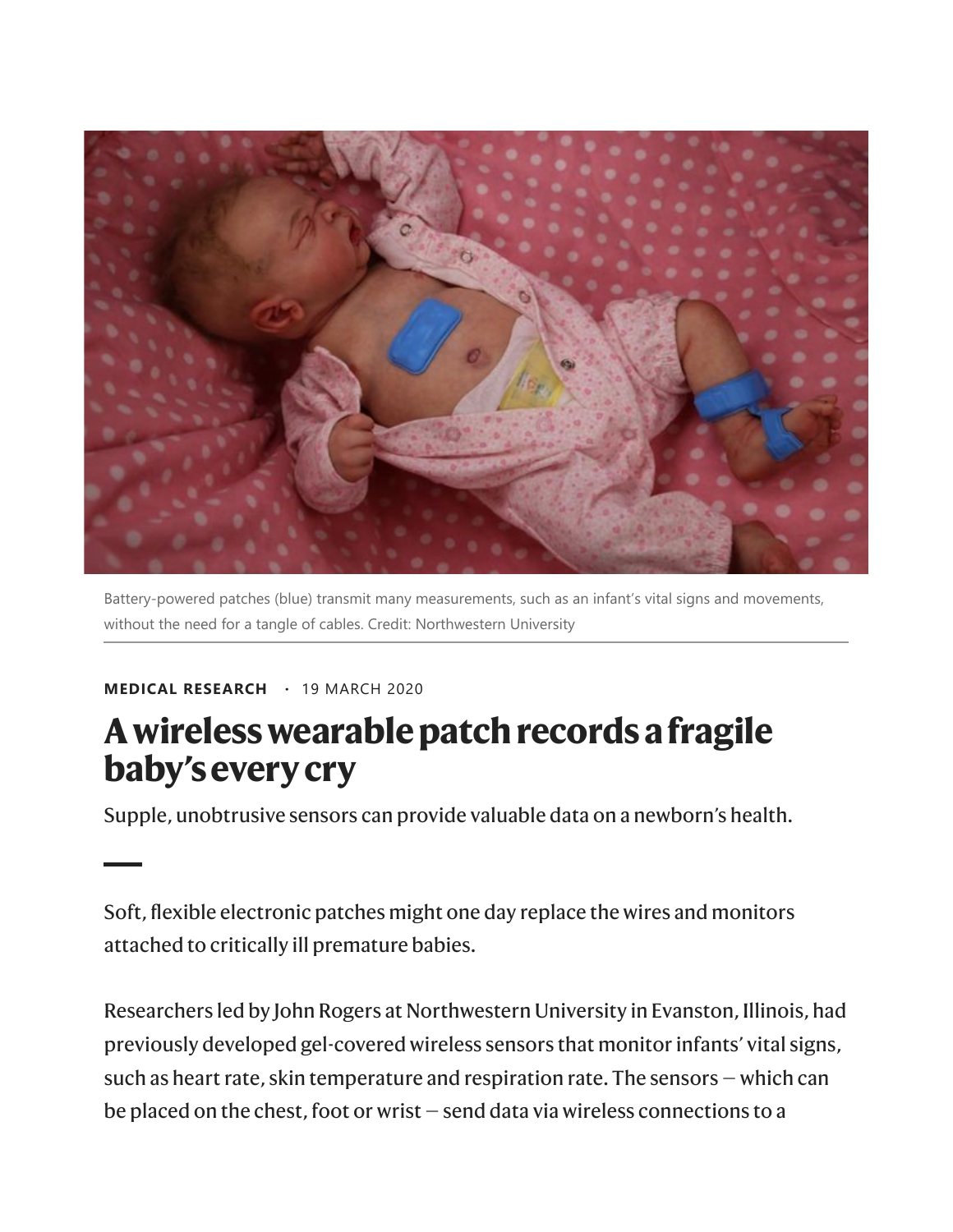Battery-powered patches (blue) transmit many measurements, such as an infant's vital signs and movements, without the need for a tangle of cables. Credit: Northwestern University

**MEDICAL RESEARCH** · 19 MARCH 2020

# A wireless wearable patch records a fragile baby's every cry

Supple, unobtrusive sensors can provide valuable data on a newborn's health.

Soft, flexible electronic patches might one day replace the wires and monitors attached to critically ill premature babies.

Researchers led by John Rogers at Northwestern University in Evanston, Illinois, had previously developed gel-covered wireless sensors that monitor infants' vital signs, such as heart rate, skin temperature and respiration rate. The sensors — which can be placed on the chest, foot or wrist — send data via wireless connections to a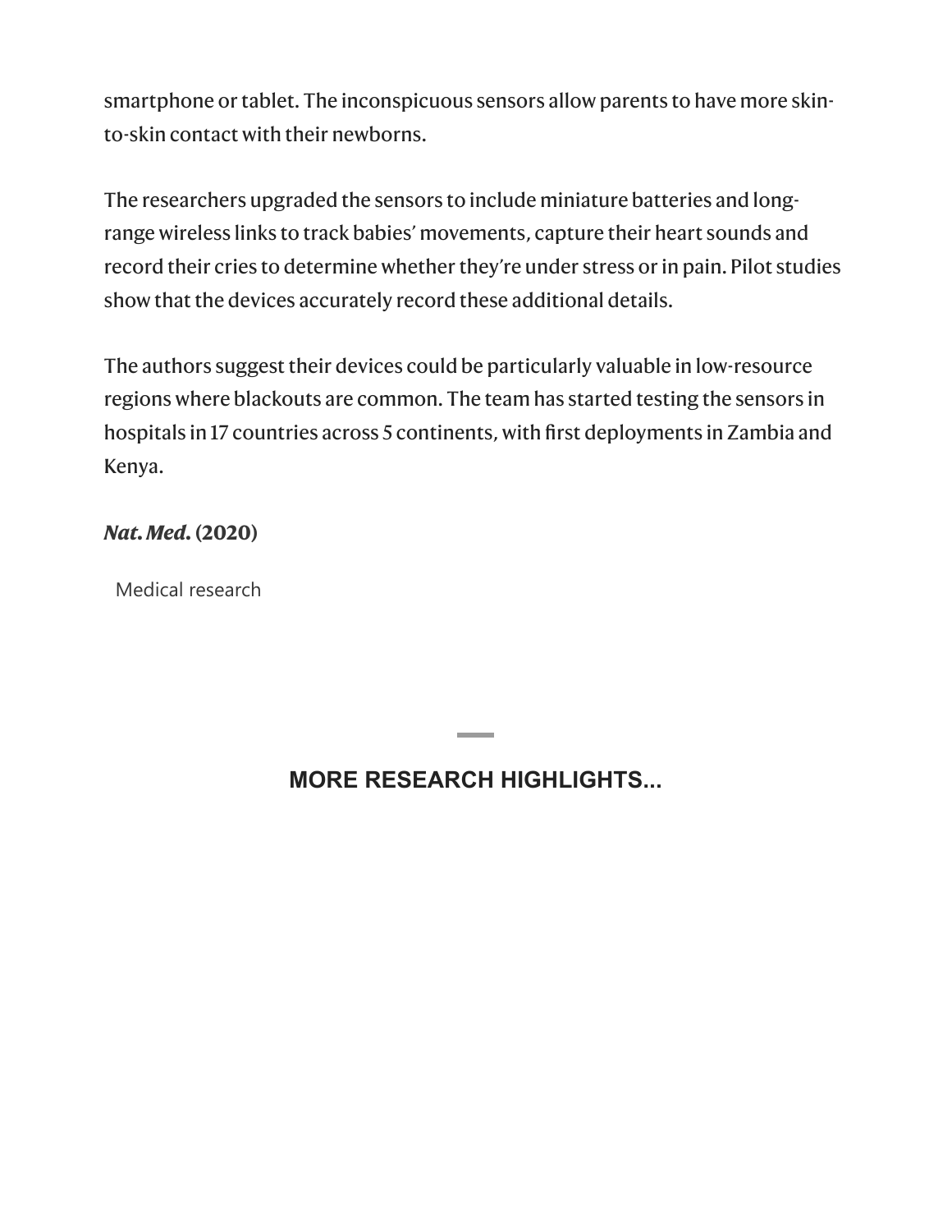smartphone or tablet. The inconspicuous sensors allow parents to have more skin-to-skin contact with their newborns.

The researchers upgraded the sensors to include miniature batteries and long-range wireless links to track babies' movements, capture their heart sounds and record their cries to determine whether they're under stress or in pain. Pilot studies show that the devices accurately record these additional details.

The authors suggest their devices could be particularly valuable in low-resource regions where blackouts are common. The team has started testing the sensors in hospitals in 17 countries across 5 continents, with first deployments in Zambia and Kenya.

***Nat. Med.*** **(2020)**

Medical research

## MORE RESEARCH HIGHLIGHTS...